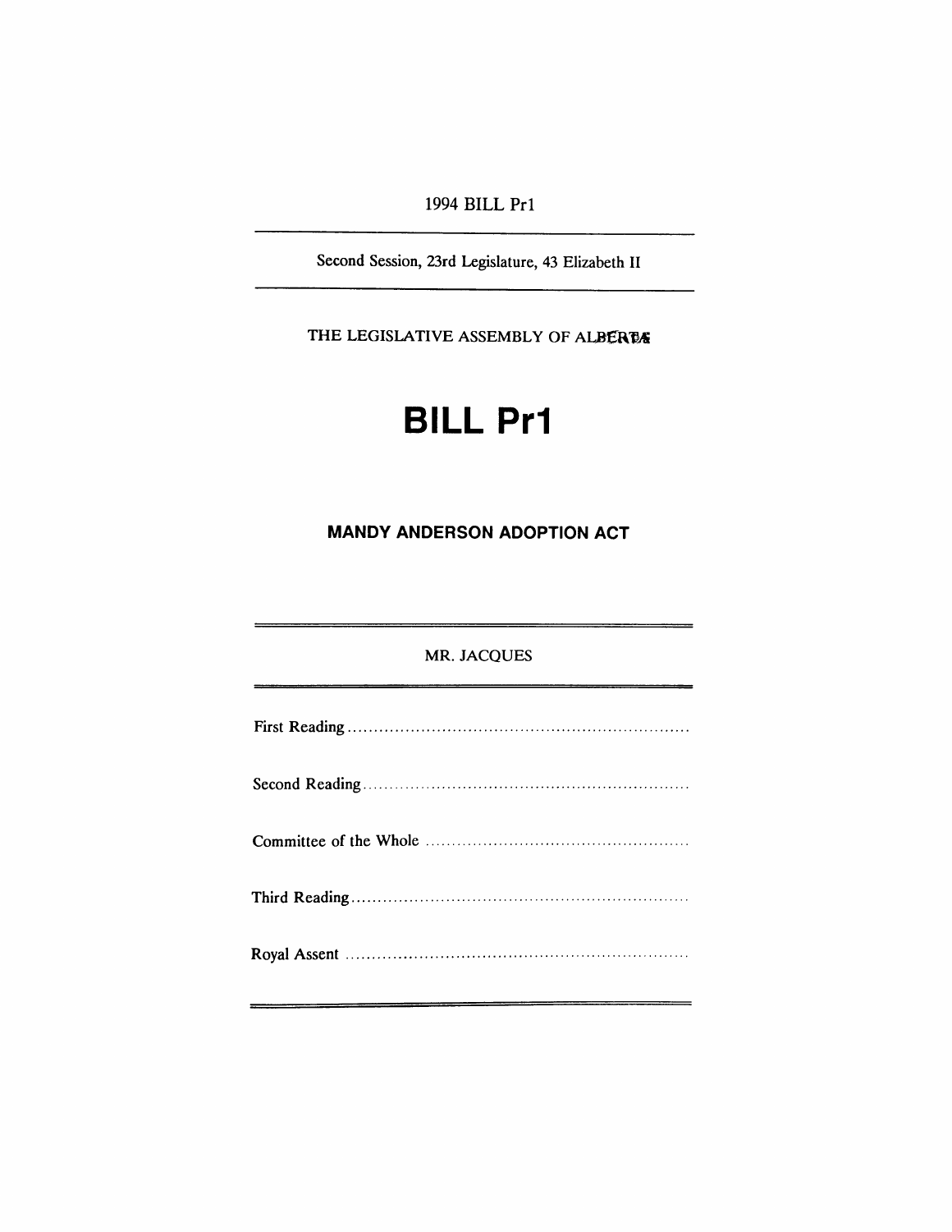1994 BILL Pr1

---

Second Session, 23rd Legislature, 43 Elizabeth II

---

THE LEGISLATIVE ASSEMBLY OF ALBERTA

# BILL Pr1

## MANDY ANDERSON ADOPTION ACT

---

MR. JACQUES

---

First Reading ..................................................................

Second Reading ..................................................................

Committee of the Whole ..................................................................

Third Reading ..................................................................

Royal Assent ..................................................................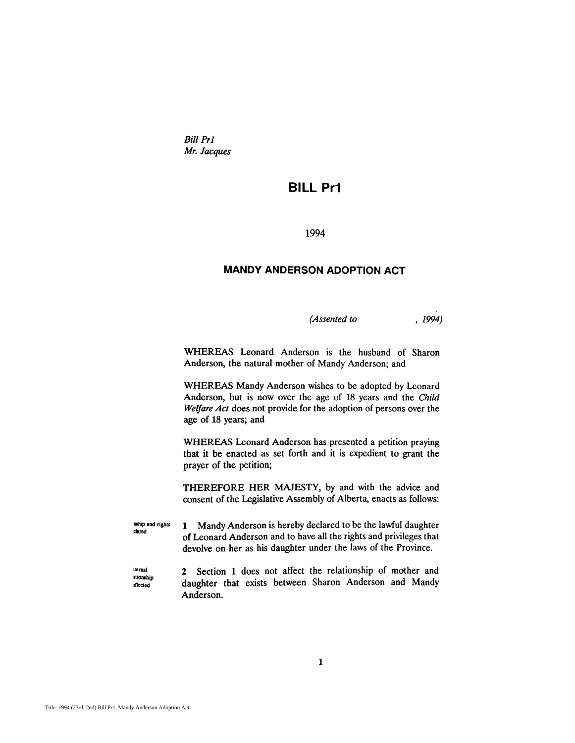*Bill Pr1*
*Mr. Jacques*

# BILL Pr1

1994

## MANDY ANDERSON ADOPTION ACT

*(Assented to , 1994)*

WHEREAS Leonard Anderson is the husband of Sharon Anderson, the natural mother of Mandy Anderson; and

WHEREAS Mandy Anderson wishes to be adopted by Leonard Anderson, but is now over the age of 18 years and the *Child Welfare Act* does not provide for the adoption of persons over the age of 18 years; and

WHEREAS Leonard Anderson has presented a petition praying that it be enacted as set forth and it is expedient to grant the prayer of the petition;

THEREFORE HER MAJESTY, by and with the advice and consent of the Legislative Assembly of Alberta, enacts as follows:

nship and rights clared

**1** Mandy Anderson is hereby declared to be the lawful daughter of Leonard Anderson and to have all the rights and privileges that devolve on her as his daughter under the laws of the Province.

iternal ationship iffected

**2** Section 1 does not affect the relationship of mother and daughter that exists between Sharon Anderson and Mandy Anderson.

Title: 1994 (23rd, 2nd) Bill Pr1, Mandy Anderson Adoption Act